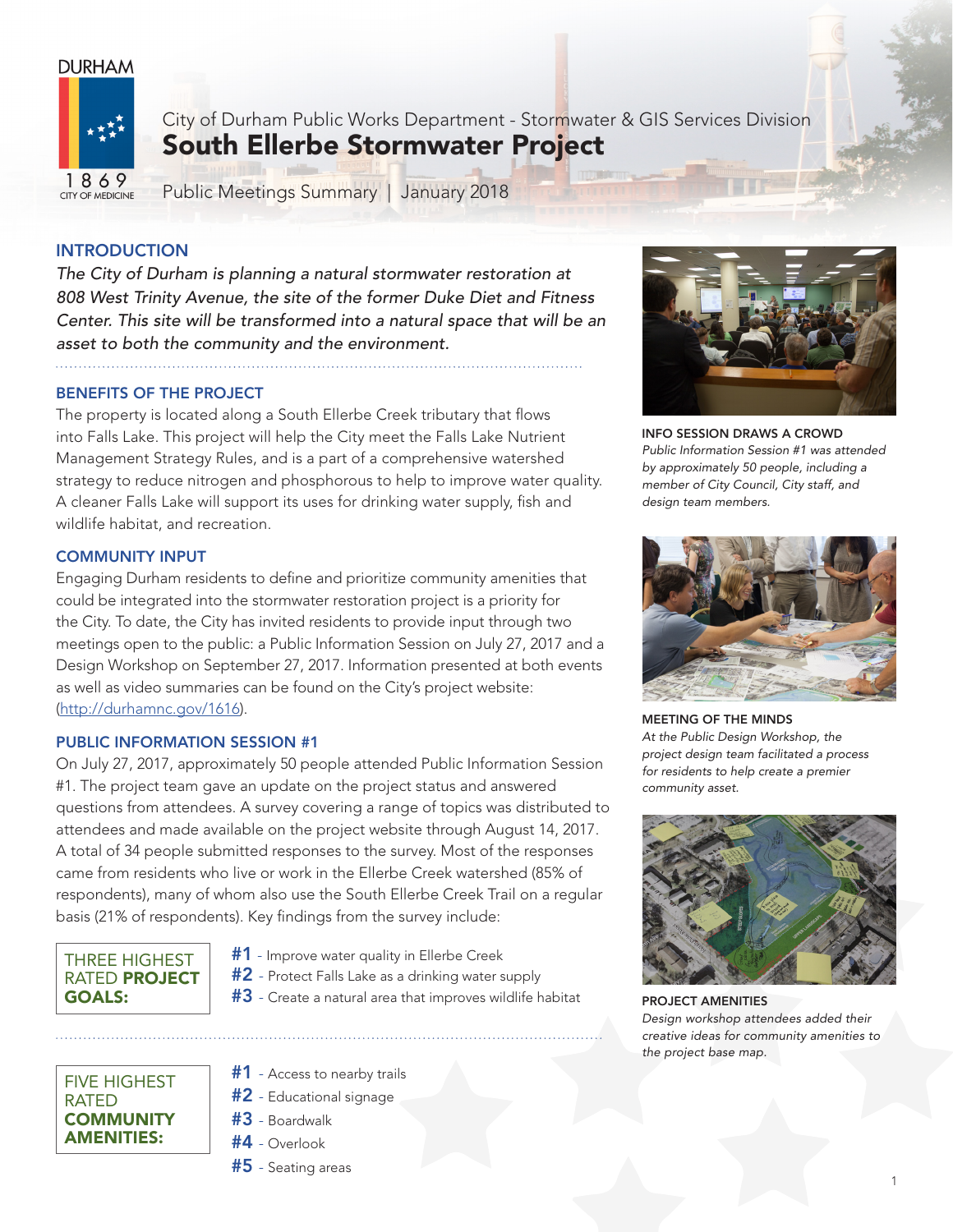DURHAM

1869 CITY OF MEDICINE

City of Durham Public Works Department - Stormwater & GIS Services Division

# South Ellerbe Stormwater Project

Public Meetings Summary | January 2018

## INTRODUCTION

*The City of Durham is planning a natural stormwater restoration at 808 West Trinity Avenue, the site of the former Duke Diet and Fitness Center. This site will be transformed into a natural space that will be an asset to both the community and the environment.*

### BENEFITS OF THE PROJECT

The property is located along a South Ellerbe Creek tributary that flows into Falls Lake. This project will help the City meet the Falls Lake Nutrient Management Strategy Rules, and is a part of a comprehensive watershed strategy to reduce nitrogen and phosphorous to help to improve water quality. A cleaner Falls Lake will support its uses for drinking water supply, fish and wildlife habitat, and recreation.

### COMMUNITY INPUT

Engaging Durham residents to define and prioritize community amenities that could be integrated into the stormwater restoration project is a priority for the City. To date, the City has invited residents to provide input through two meetings open to the public: a Public Information Session on July 27, 2017 and a Design Workshop on September 27, 2017. Information presented at both events as well as video summaries can be found on the City's project website: (http://durhamnc.gov/1616).

### PUBLIC INFORMATION SESSION #1

On July 27, 2017, approximately 50 people attended Public Information Session #1. The project team gave an update on the project status and answered questions from attendees. A survey covering a range of topics was distributed to attendees and made available on the project website through August 14, 2017. A total of 34 people submitted responses to the survey. Most of the responses came from residents who live or work in the Ellerbe Creek watershed (85% of respondents), many of whom also use the South Ellerbe Creek Trail on a regular basis (21% of respondents). Key findings from the survey include:

**THREE HIGHEST RATED PROJECT GOALS:**

- **#1** - Improve water quality in Ellerbe Creek
- **#2** - Protect Falls Lake as a drinking water supply
- **#3** - Create a natural area that improves wildlife habitat

**FIVE HIGHEST RATED COMMUNITY AMENITIES:**

- **#1** - Access to nearby trails
- **#2** - Educational signage
- **#3** - Boardwalk
- **#4** - Overlook
- **#5** - Seating areas

**INFO SESSION DRAWS A CROWD**
*Public Information Session #1 was attended by approximately 50 people, including a member of City Council, City staff, and design team members.*

**MEETING OF THE MINDS**
*At the Public Design Workshop, the project design team facilitated a process for residents to help create a premier community asset.*

**PROJECT AMENITIES**
*Design workshop attendees added their creative ideas for community amenities to the project base map.*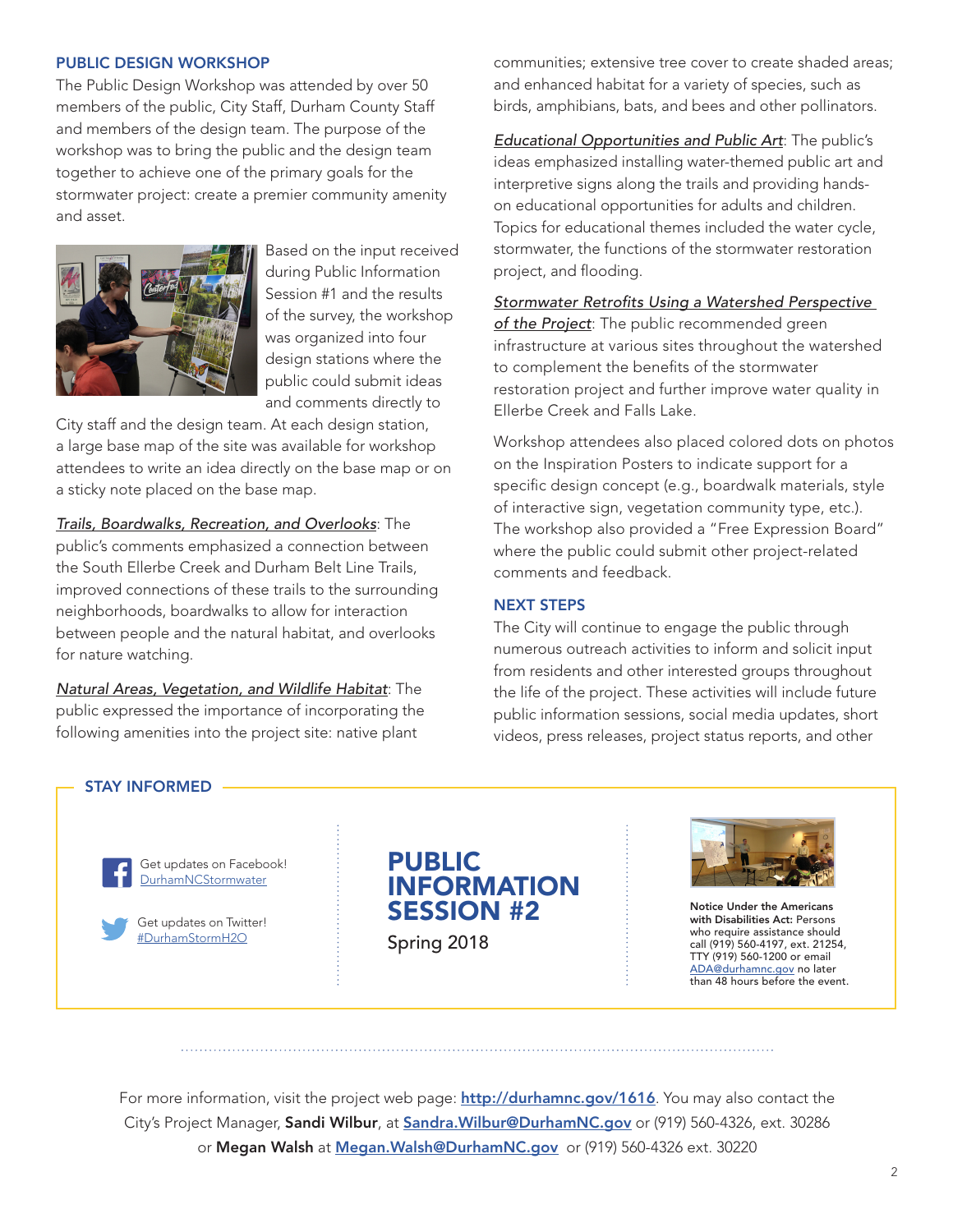### PUBLIC DESIGN WORKSHOP

The Public Design Workshop was attended by over 50 members of the public, City Staff, Durham County Staff and members of the design team. The purpose of the workshop was to bring the public and the design team together to achieve one of the primary goals for the stormwater project: create a premier community amenity and asset.

Based on the input received during Public Information Session #1 and the results of the survey, the workshop was organized into four design stations where the public could submit ideas and comments directly to City staff and the design team. At each design station, a large base map of the site was available for workshop attendees to write an idea directly on the base map or on a sticky note placed on the base map.

*Trails, Boardwalks, Recreation, and Overlooks*: The public's comments emphasized a connection between the South Ellerbe Creek and Durham Belt Line Trails, improved connections of these trails to the surrounding neighborhoods, boardwalks to allow for interaction between people and the natural habitat, and overlooks for nature watching.

*Natural Areas, Vegetation, and Wildlife Habitat*: The public expressed the importance of incorporating the following amenities into the project site: native plant communities; extensive tree cover to create shaded areas; and enhanced habitat for a variety of species, such as birds, amphibians, bats, and bees and other pollinators.

*Educational Opportunities and Public Art*: The public's ideas emphasized installing water-themed public art and interpretive signs along the trails and providing hands-on educational opportunities for adults and children. Topics for educational themes included the water cycle, stormwater, the functions of the stormwater restoration project, and flooding.

*Stormwater Retrofits Using a Watershed Perspective of the Project*: The public recommended green infrastructure at various sites throughout the watershed to complement the benefits of the stormwater restoration project and further improve water quality in Ellerbe Creek and Falls Lake.

Workshop attendees also placed colored dots on photos on the Inspiration Posters to indicate support for a specific design concept (e.g., boardwalk materials, style of interactive sign, vegetation community type, etc.). The workshop also provided a "Free Expression Board" where the public could submit other project-related comments and feedback.

### NEXT STEPS

The City will continue to engage the public through numerous outreach activities to inform and solicit input from residents and other interested groups throughout the life of the project. These activities will include future public information sessions, social media updates, short videos, press releases, project status reports, and other

### STAY INFORMED

Get updates on Facebook! DurhamNCStormwater

Get updates on Twitter! #DurhamStormH2O

## PUBLIC INFORMATION SESSION #2

Spring 2018

**Notice Under the Americans with Disabilities Act:** Persons who require assistance should call (919) 560-4197, ext. 21254, TTY (919) 560-1200 or email ADA@durhamnc.gov no later than 48 hours before the event.

For more information, visit the project web page: **http://durhamnc.gov/1616**. You may also contact the City's Project Manager, **Sandi Wilbur**, at **Sandra.Wilbur@DurhamNC.gov** or (919) 560-4326, ext. 30286 or **Megan Walsh** at **Megan.Walsh@DurhamNC.gov** or (919) 560-4326 ext. 30220